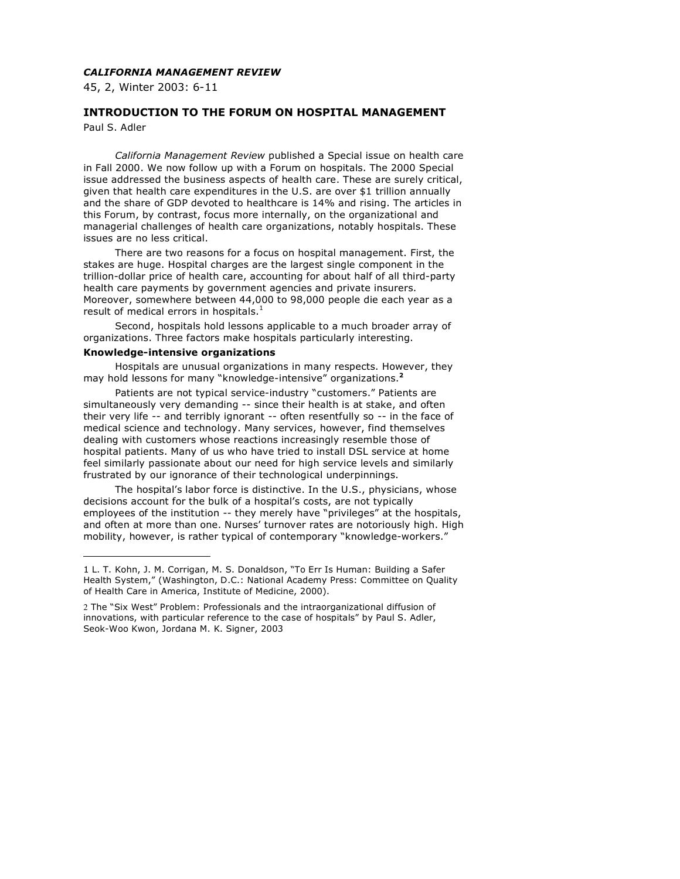*CALIFORNIA MANAGEMENT REVIEW*

45, 2, Winter 2003: 6-11

## INTRODUCTION TO THE FORUM ON HOSPITAL MANAGEMENT

Paul S. Adler

*California Management Review* published a Special issue on health care in Fall 2000. We now follow up with a Forum on hospitals. The 2000 Special issue addressed the business aspects of health care. These are surely critical, given that health care expenditures in the U.S. are over $1 trillion annually and the share of GDP devoted to healthcare is 14% and rising. The articles in this Forum, by contrast, focus more internally, on the organizational and managerial challenges of health care organizations, notably hospitals. These issues are no less critical.

There are two reasons for a focus on hospital management. First, the stakes are huge. Hospital charges are the largest single component in the trillion-dollar price of health care, accounting for about half of all third-party health care payments by government agencies and private insurers. Moreover, somewhere between 44,000 to 98,000 people die each year as a result of medical errors in hospitals.[1]

Second, hospitals hold lessons applicable to a much broader array of organizations. Three factors make hospitals particularly interesting.

**Knowledge-intensive organizations**

Hospitals are unusual organizations in many respects. However, they may hold lessons for many "knowledge-intensive" organizations.[2]

Patients are not typical service-industry "customers." Patients are simultaneously very demanding -- since their health is at stake, and often their very life -- and terribly ignorant -- often resentfully so -- in the face of medical science and technology. Many services, however, find themselves dealing with customers whose reactions increasingly resemble those of hospital patients. Many of us who have tried to install DSL service at home feel similarly passionate about our need for high service levels and similarly frustrated by our ignorance of their technological underpinnings.

The hospital's labor force is distinctive. In the U.S., physicians, whose decisions account for the bulk of a hospital's costs, are not typically employees of the institution -- they merely have "privileges" at the hospitals, and often at more than one. Nurses' turnover rates are notoriously high. High mobility, however, is rather typical of contemporary "knowledge-workers."

---

1 L. T. Kohn, J. M. Corrigan, M. S. Donaldson, "To Err Is Human: Building a Safer Health System," (Washington, D.C.: National Academy Press: Committee on Quality of Health Care in America, Institute of Medicine, 2000).

2 The "Six West" Problem: Professionals and the intraorganizational diffusion of innovations, with particular reference to the case of hospitals" by Paul S. Adler, Seok-Woo Kwon, Jordana M. K. Signer, 2003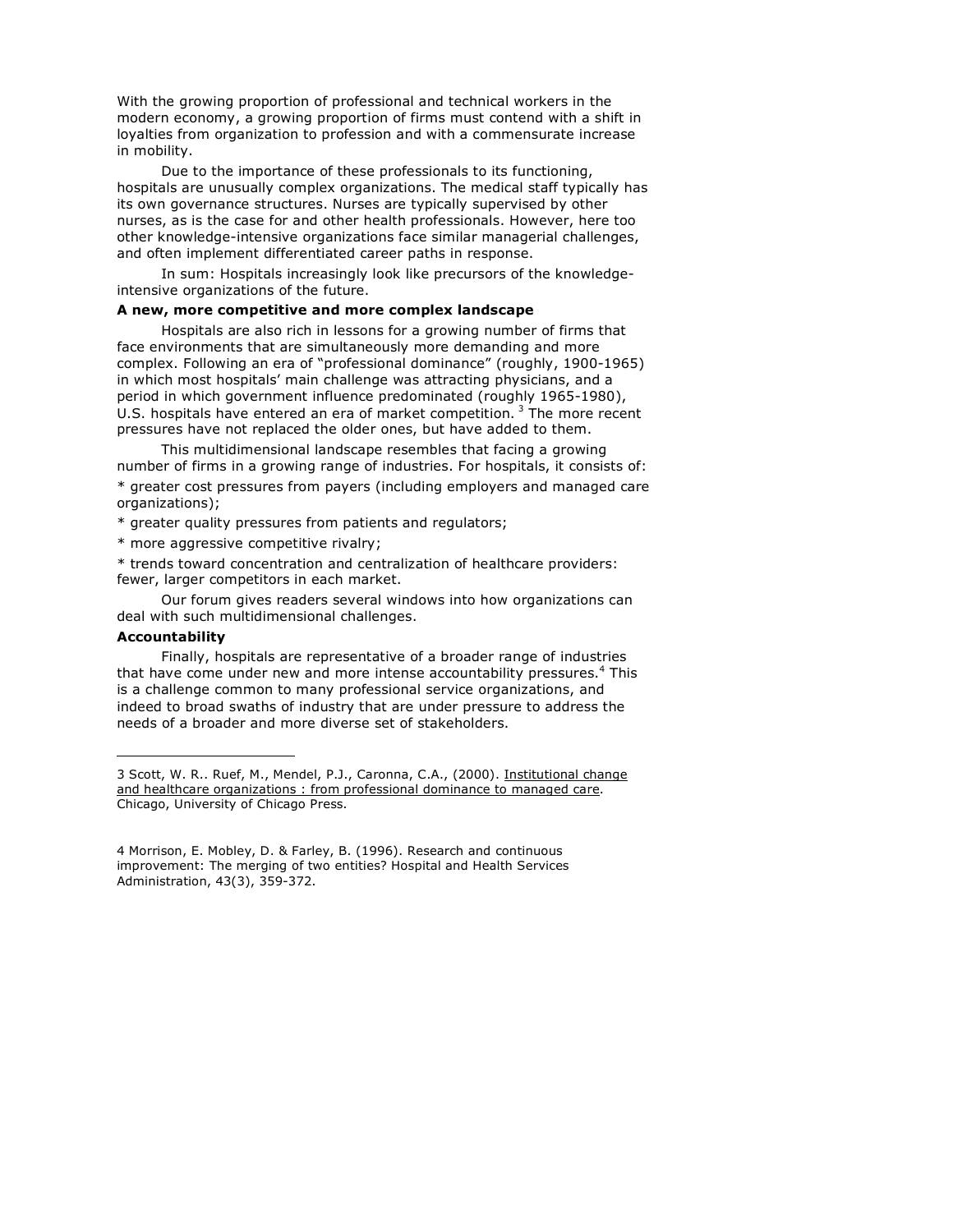With the growing proportion of professional and technical workers in the modern economy, a growing proportion of firms must contend with a shift in loyalties from organization to profession and with a commensurate increase in mobility.

Due to the importance of these professionals to its functioning, hospitals are unusually complex organizations. The medical staff typically has its own governance structures. Nurses are typically supervised by other nurses, as is the case for and other health professionals. However, here too other knowledge-intensive organizations face similar managerial challenges, and often implement differentiated career paths in response.

In sum: Hospitals increasingly look like precursors of the knowledge-intensive organizations of the future.

**A new, more competitive and more complex landscape**

Hospitals are also rich in lessons for a growing number of firms that face environments that are simultaneously more demanding and more complex. Following an era of "professional dominance" (roughly, 1900-1965) in which most hospitals' main challenge was attracting physicians, and a period in which government influence predominated (roughly 1965-1980), U.S. hospitals have entered an era of market competition. [3] The more recent pressures have not replaced the older ones, but have added to them.

This multidimensional landscape resembles that facing a growing number of firms in a growing range of industries. For hospitals, it consists of:

* greater cost pressures from payers (including employers and managed care organizations);
* greater quality pressures from patients and regulators;
* more aggressive competitive rivalry;
* trends toward concentration and centralization of healthcare providers: fewer, larger competitors in each market.

Our forum gives readers several windows into how organizations can deal with such multidimensional challenges.

**Accountability**

Finally, hospitals are representative of a broader range of industries that have come under new and more intense accountability pressures.[4] This is a challenge common to many professional service organizations, and indeed to broad swaths of industry that are under pressure to address the needs of a broader and more diverse set of stakeholders.

---

3 Scott, W. R.. Ruef, M., Mendel, P.J., Caronna, C.A., (2000). Institutional change and healthcare organizations : from professional dominance to managed care. Chicago, University of Chicago Press.

4 Morrison, E. Mobley, D. & Farley, B. (1996). Research and continuous improvement: The merging of two entities? Hospital and Health Services Administration, 43(3), 359-372.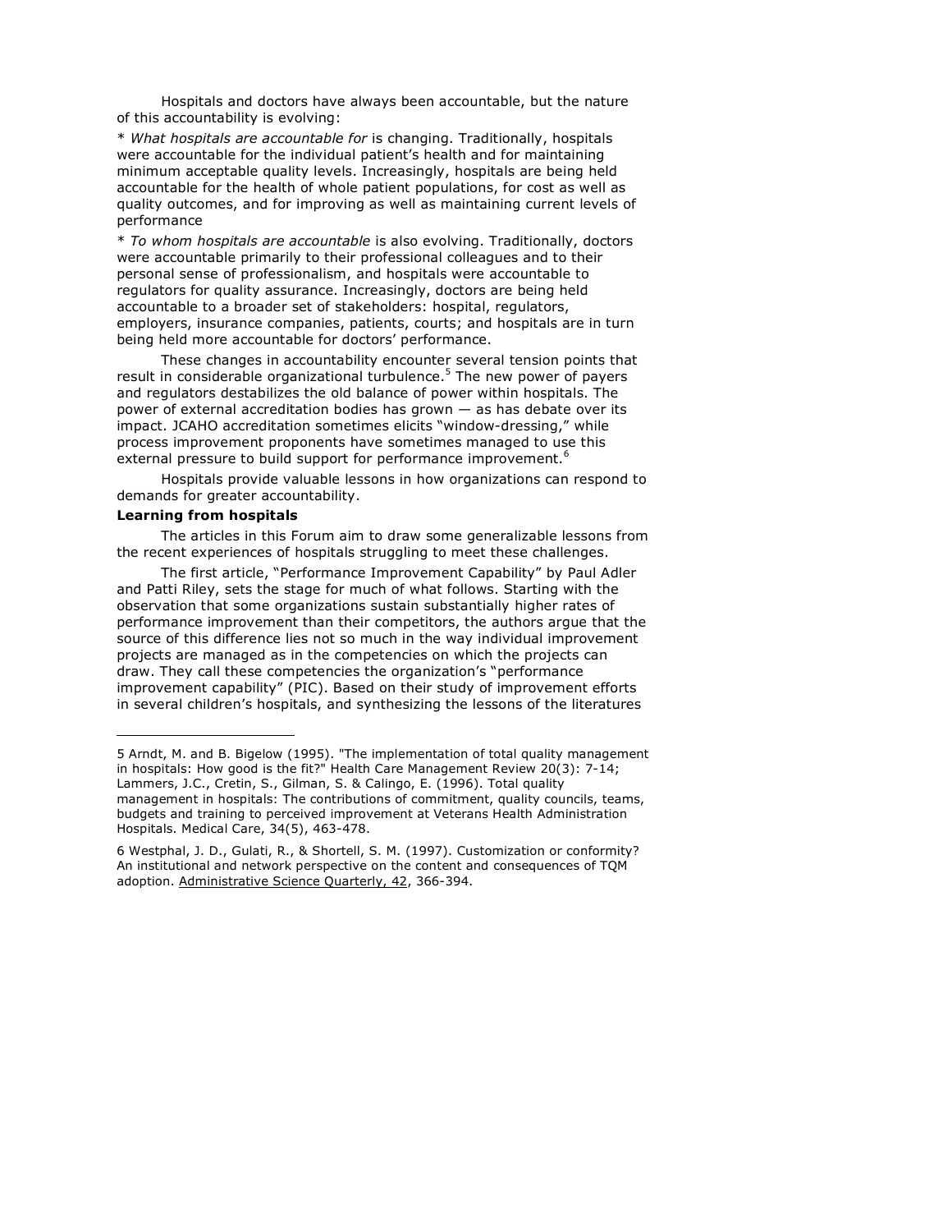Hospitals and doctors have always been accountable, but the nature of this accountability is evolving:

* *What hospitals are accountable for* is changing. Traditionally, hospitals were accountable for the individual patient's health and for maintaining minimum acceptable quality levels. Increasingly, hospitals are being held accountable for the health of whole patient populations, for cost as well as quality outcomes, and for improving as well as maintaining current levels of performance

* *To whom hospitals are accountable* is also evolving. Traditionally, doctors were accountable primarily to their professional colleagues and to their personal sense of professionalism, and hospitals were accountable to regulators for quality assurance. Increasingly, doctors are being held accountable to a broader set of stakeholders: hospital, regulators, employers, insurance companies, patients, courts; and hospitals are in turn being held more accountable for doctors' performance.

These changes in accountability encounter several tension points that result in considerable organizational turbulence.[5] The new power of payers and regulators destabilizes the old balance of power within hospitals. The power of external accreditation bodies has grown — as has debate over its impact. JCAHO accreditation sometimes elicits "window-dressing," while process improvement proponents have sometimes managed to use this external pressure to build support for performance improvement.[6]

Hospitals provide valuable lessons in how organizations can respond to demands for greater accountability.

**Learning from hospitals**

The articles in this Forum aim to draw some generalizable lessons from the recent experiences of hospitals struggling to meet these challenges.

The first article, "Performance Improvement Capability" by Paul Adler and Patti Riley, sets the stage for much of what follows. Starting with the observation that some organizations sustain substantially higher rates of performance improvement than their competitors, the authors argue that the source of this difference lies not so much in the way individual improvement projects are managed as in the competencies on which the projects can draw. They call these competencies the organization's "performance improvement capability" (PIC). Based on their study of improvement efforts in several children's hospitals, and synthesizing the lessons of the literatures

---

5 Arndt, M. and B. Bigelow (1995). "The implementation of total quality management in hospitals: How good is the fit?" Health Care Management Review 20(3): 7-14; Lammers, J.C., Cretin, S., Gilman, S. & Calingo, E. (1996). Total quality management in hospitals: The contributions of commitment, quality councils, teams, budgets and training to perceived improvement at Veterans Health Administration Hospitals. Medical Care, 34(5), 463-478.

6 Westphal, J. D., Gulati, R., & Shortell, S. M. (1997). Customization or conformity? An institutional and network perspective on the content and consequences of TQM adoption. Administrative Science Quarterly, 42, 366-394.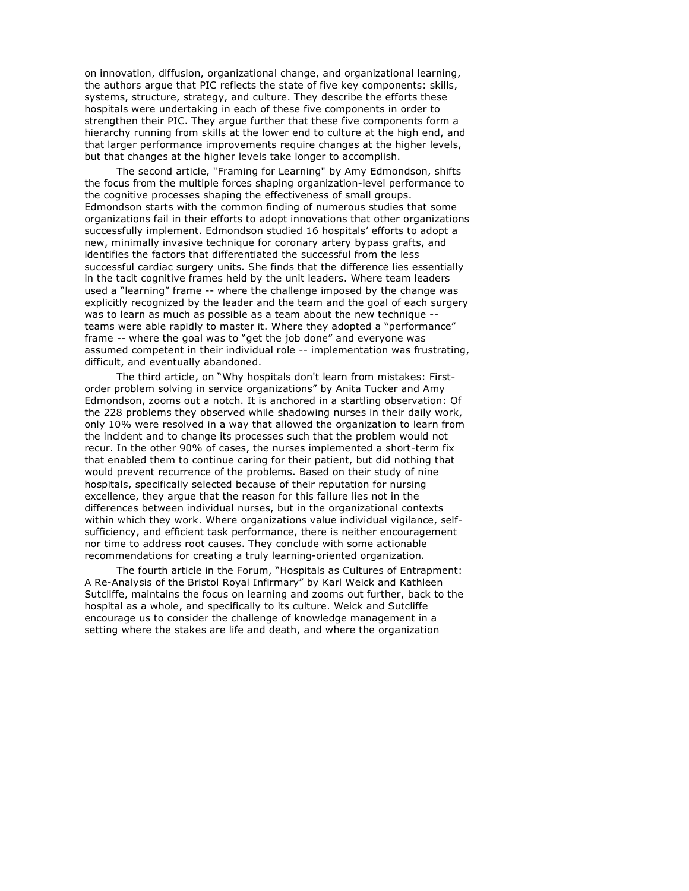on innovation, diffusion, organizational change, and organizational learning, the authors argue that PIC reflects the state of five key components: skills, systems, structure, strategy, and culture. They describe the efforts these hospitals were undertaking in each of these five components in order to strengthen their PIC. They argue further that these five components form a hierarchy running from skills at the lower end to culture at the high end, and that larger performance improvements require changes at the higher levels, but that changes at the higher levels take longer to accomplish.

The second article, "Framing for Learning" by Amy Edmondson, shifts the focus from the multiple forces shaping organization-level performance to the cognitive processes shaping the effectiveness of small groups. Edmondson starts with the common finding of numerous studies that some organizations fail in their efforts to adopt innovations that other organizations successfully implement. Edmondson studied 16 hospitals' efforts to adopt a new, minimally invasive technique for coronary artery bypass grafts, and identifies the factors that differentiated the successful from the less successful cardiac surgery units. She finds that the difference lies essentially in the tacit cognitive frames held by the unit leaders. Where team leaders used a "learning" frame -- where the challenge imposed by the change was explicitly recognized by the leader and the team and the goal of each surgery was to learn as much as possible as a team about the new technique -- teams were able rapidly to master it. Where they adopted a "performance" frame -- where the goal was to "get the job done" and everyone was assumed competent in their individual role -- implementation was frustrating, difficult, and eventually abandoned.

The third article, on "Why hospitals don't learn from mistakes: First-order problem solving in service organizations" by Anita Tucker and Amy Edmondson, zooms out a notch. It is anchored in a startling observation: Of the 228 problems they observed while shadowing nurses in their daily work, only 10% were resolved in a way that allowed the organization to learn from the incident and to change its processes such that the problem would not recur. In the other 90% of cases, the nurses implemented a short-term fix that enabled them to continue caring for their patient, but did nothing that would prevent recurrence of the problems. Based on their study of nine hospitals, specifically selected because of their reputation for nursing excellence, they argue that the reason for this failure lies not in the differences between individual nurses, but in the organizational contexts within which they work. Where organizations value individual vigilance, self-sufficiency, and efficient task performance, there is neither encouragement nor time to address root causes. They conclude with some actionable recommendations for creating a truly learning-oriented organization.

The fourth article in the Forum, "Hospitals as Cultures of Entrapment: A Re-Analysis of the Bristol Royal Infirmary" by Karl Weick and Kathleen Sutcliffe, maintains the focus on learning and zooms out further, back to the hospital as a whole, and specifically to its culture. Weick and Sutcliffe encourage us to consider the challenge of knowledge management in a setting where the stakes are life and death, and where the organization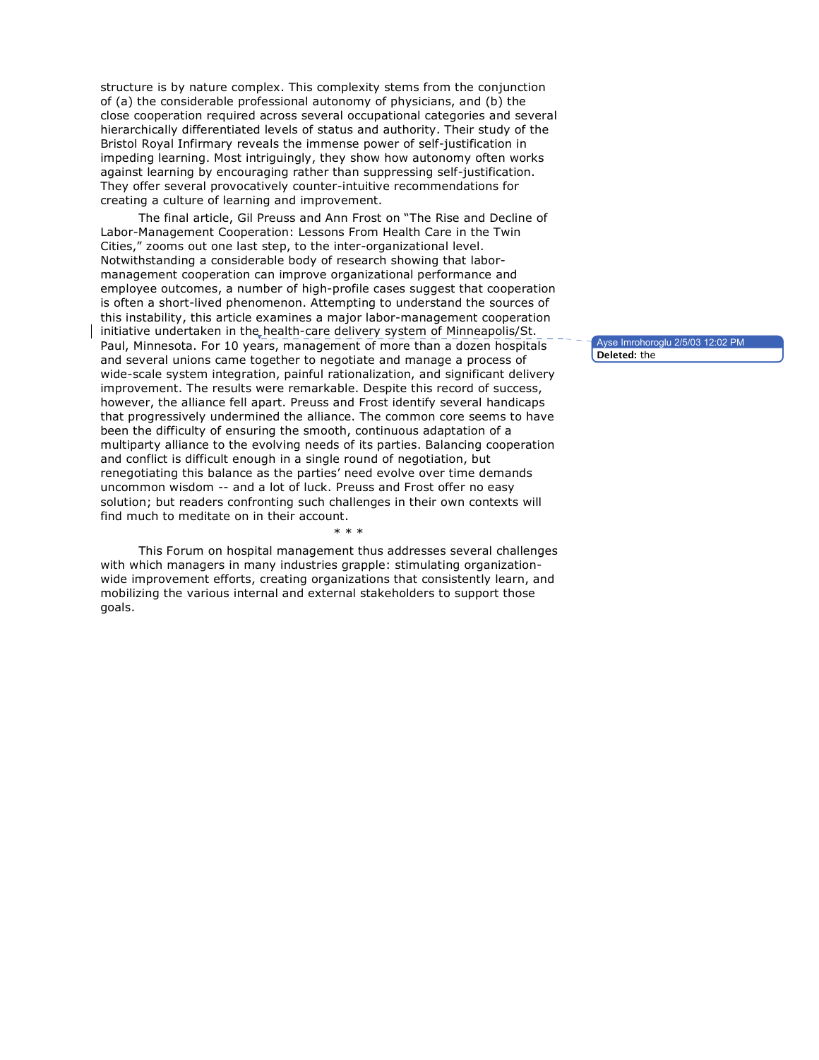structure is by nature complex. This complexity stems from the conjunction of (a) the considerable professional autonomy of physicians, and (b) the close cooperation required across several occupational categories and several hierarchically differentiated levels of status and authority. Their study of the Bristol Royal Infirmary reveals the immense power of self-justification in impeding learning. Most intriguingly, they show how autonomy often works against learning by encouraging rather than suppressing self-justification. They offer several provocatively counter-intuitive recommendations for creating a culture of learning and improvement.

The final article, Gil Preuss and Ann Frost on "The Rise and Decline of Labor-Management Cooperation: Lessons From Health Care in the Twin Cities," zooms out one last step, to the inter-organizational level. Notwithstanding a considerable body of research showing that labor-management cooperation can improve organizational performance and employee outcomes, a number of high-profile cases suggest that cooperation is often a short-lived phenomenon. Attempting to understand the sources of this instability, this article examines a major labor-management cooperation initiative undertaken in the health-care delivery system of Minneapolis/St. Paul, Minnesota. For 10 years, management of more than a dozen hospitals and several unions came together to negotiate and manage a process of wide-scale system integration, painful rationalization, and significant delivery improvement. The results were remarkable. Despite this record of success, however, the alliance fell apart. Preuss and Frost identify several handicaps that progressively undermined the alliance. The common core seems to have been the difficulty of ensuring the smooth, continuous adaptation of a multiparty alliance to the evolving needs of its parties. Balancing cooperation and conflict is difficult enough in a single round of negotiation, but renegotiating this balance as the parties' need evolve over time demands uncommon wisdom -- and a lot of luck. Preuss and Frost offer no easy solution; but readers confronting such challenges in their own contexts will find much to meditate on in their account.

Ayse Imrohoroglu 2/5/03 12:02 PM
**Deleted:** the

\* \* \*

This Forum on hospital management thus addresses several challenges with which managers in many industries grapple: stimulating organization-wide improvement efforts, creating organizations that consistently learn, and mobilizing the various internal and external stakeholders to support those goals.